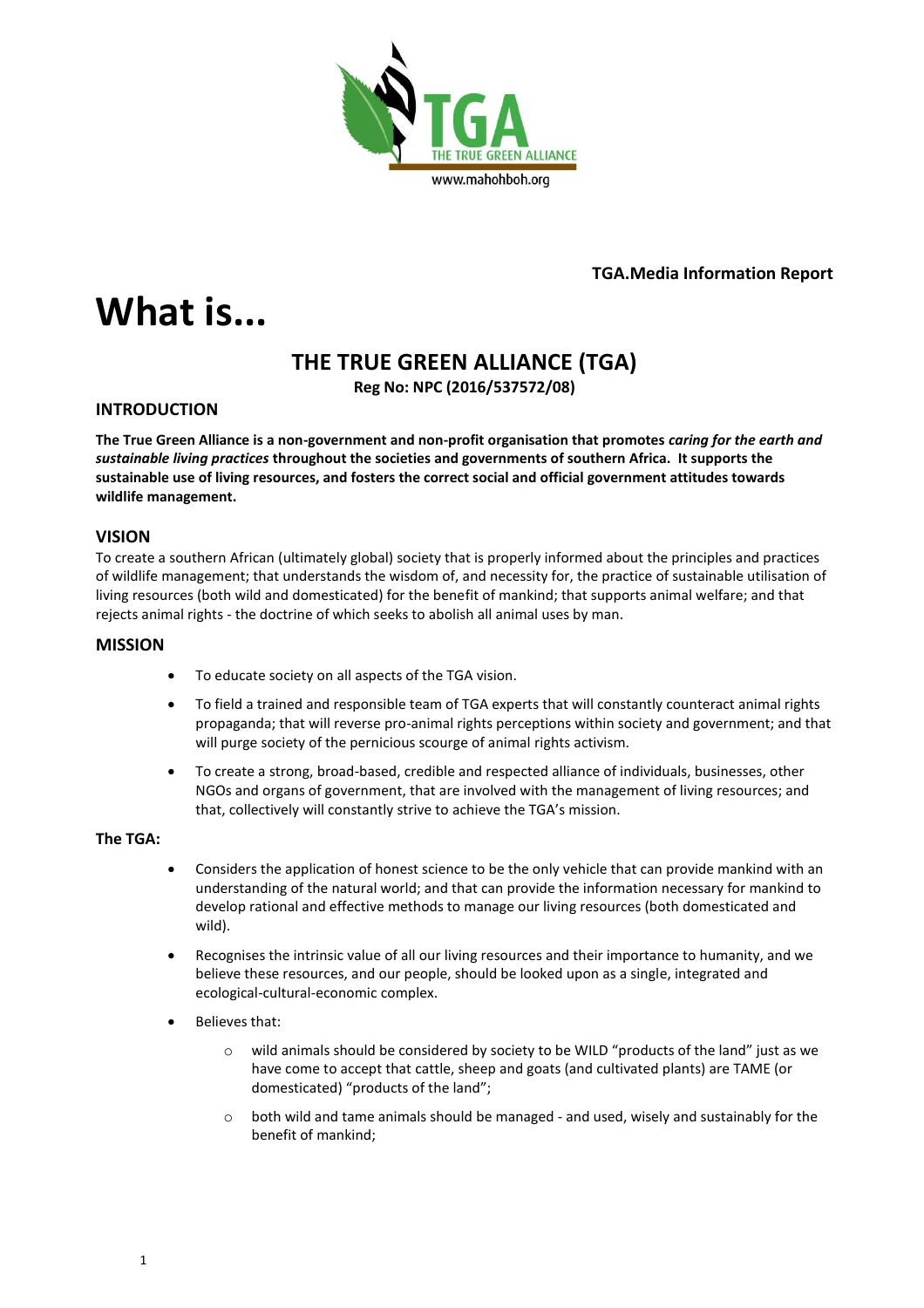**TGA.Media Information Report**

# What is...

## THE TRUE GREEN ALLIANCE (TGA)

**Reg No: NPC (2016/537572/08)**

### INTRODUCTION

**The True Green Alliance is a non-government and non-profit organisation that promotes *caring for the earth and sustainable living practices* throughout the societies and governments of southern Africa. It supports the sustainable use of living resources, and fosters the correct social and official government attitudes towards wildlife management.**

### VISION

To create a southern African (ultimately global) society that is properly informed about the principles and practices of wildlife management; that understands the wisdom of, and necessity for, the practice of sustainable utilisation of living resources (both wild and domesticated) for the benefit of mankind; that supports animal welfare; and that rejects animal rights - the doctrine of which seeks to abolish all animal uses by man.

### MISSION

- To educate society on all aspects of the TGA vision.
- To field a trained and responsible team of TGA experts that will constantly counteract animal rights propaganda; that will reverse pro-animal rights perceptions within society and government; and that will purge society of the pernicious scourge of animal rights activism.
- To create a strong, broad-based, credible and respected alliance of individuals, businesses, other NGOs and organs of government, that are involved with the management of living resources; and that, collectively will constantly strive to achieve the TGA's mission.

**The TGA:**

- Considers the application of honest science to be the only vehicle that can provide mankind with an understanding of the natural world; and that can provide the information necessary for mankind to develop rational and effective methods to manage our living resources (both domesticated and wild).
- Recognises the intrinsic value of all our living resources and their importance to humanity, and we believe these resources, and our people, should be looked upon as a single, integrated and ecological-cultural-economic complex.
- Believes that:
  - wild animals should be considered by society to be WILD "products of the land" just as we have come to accept that cattle, sheep and goats (and cultivated plants) are TAME (or domesticated) "products of the land";
  - both wild and tame animals should be managed - and used, wisely and sustainably for the benefit of mankind;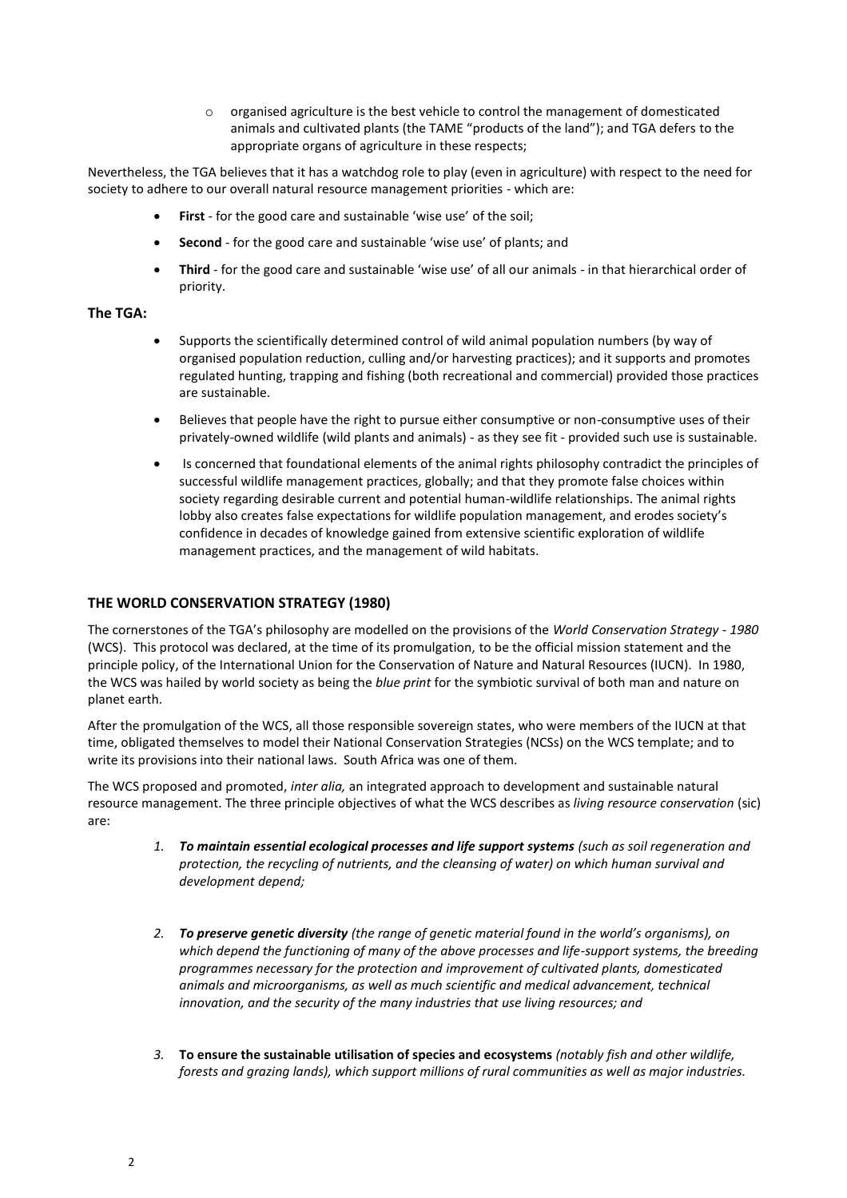- organised agriculture is the best vehicle to control the management of domesticated animals and cultivated plants (the TAME "products of the land"); and TGA defers to the appropriate organs of agriculture in these respects;

Nevertheless, the TGA believes that it has a watchdog role to play (even in agriculture) with respect to the need for society to adhere to our overall natural resource management priorities - which are:

- **First** - for the good care and sustainable 'wise use' of the soil;
- **Second** - for the good care and sustainable 'wise use' of plants; and
- **Third** - for the good care and sustainable 'wise use' of all our animals - in that hierarchical order of priority.

**The TGA:**

- Supports the scientifically determined control of wild animal population numbers (by way of organised population reduction, culling and/or harvesting practices); and it supports and promotes regulated hunting, trapping and fishing (both recreational and commercial) provided those practices are sustainable.
- Believes that people have the right to pursue either consumptive or non-consumptive uses of their privately-owned wildlife (wild plants and animals) - as they see fit - provided such use is sustainable.
- Is concerned that foundational elements of the animal rights philosophy contradict the principles of successful wildlife management practices, globally; and that they promote false choices within society regarding desirable current and potential human-wildlife relationships. The animal rights lobby also creates false expectations for wildlife population management, and erodes society's confidence in decades of knowledge gained from extensive scientific exploration of wildlife management practices, and the management of wild habitats.

## THE WORLD CONSERVATION STRATEGY (1980)

The cornerstones of the TGA's philosophy are modelled on the provisions of the *World Conservation Strategy - 1980* (WCS). This protocol was declared, at the time of its promulgation, to be the official mission statement and the principle policy, of the International Union for the Conservation of Nature and Natural Resources (IUCN). In 1980, the WCS was hailed by world society as being the *blue print* for the symbiotic survival of both man and nature on planet earth.

After the promulgation of the WCS, all those responsible sovereign states, who were members of the IUCN at that time, obligated themselves to model their National Conservation Strategies (NCSs) on the WCS template; and to write its provisions into their national laws. South Africa was one of them.

The WCS proposed and promoted, *inter alia,* an integrated approach to development and sustainable natural resource management. The three principle objectives of what the WCS describes as *living resource conservation* (sic) are:

1. ***To maintain essential ecological processes and life support systems*** *(such as soil regeneration and protection, the recycling of nutrients, and the cleansing of water) on which human survival and development depend;*

2. ***To preserve genetic diversity*** *(the range of genetic material found in the world's organisms), on which depend the functioning of many of the above processes and life-support systems, the breeding programmes necessary for the protection and improvement of cultivated plants, domesticated animals and microorganisms, as well as much scientific and medical advancement, technical innovation, and the security of the many industries that use living resources; and*

3. **To ensure the sustainable utilisation of species and ecosystems** *(notably fish and other wildlife, forests and grazing lands), which support millions of rural communities as well as major industries.*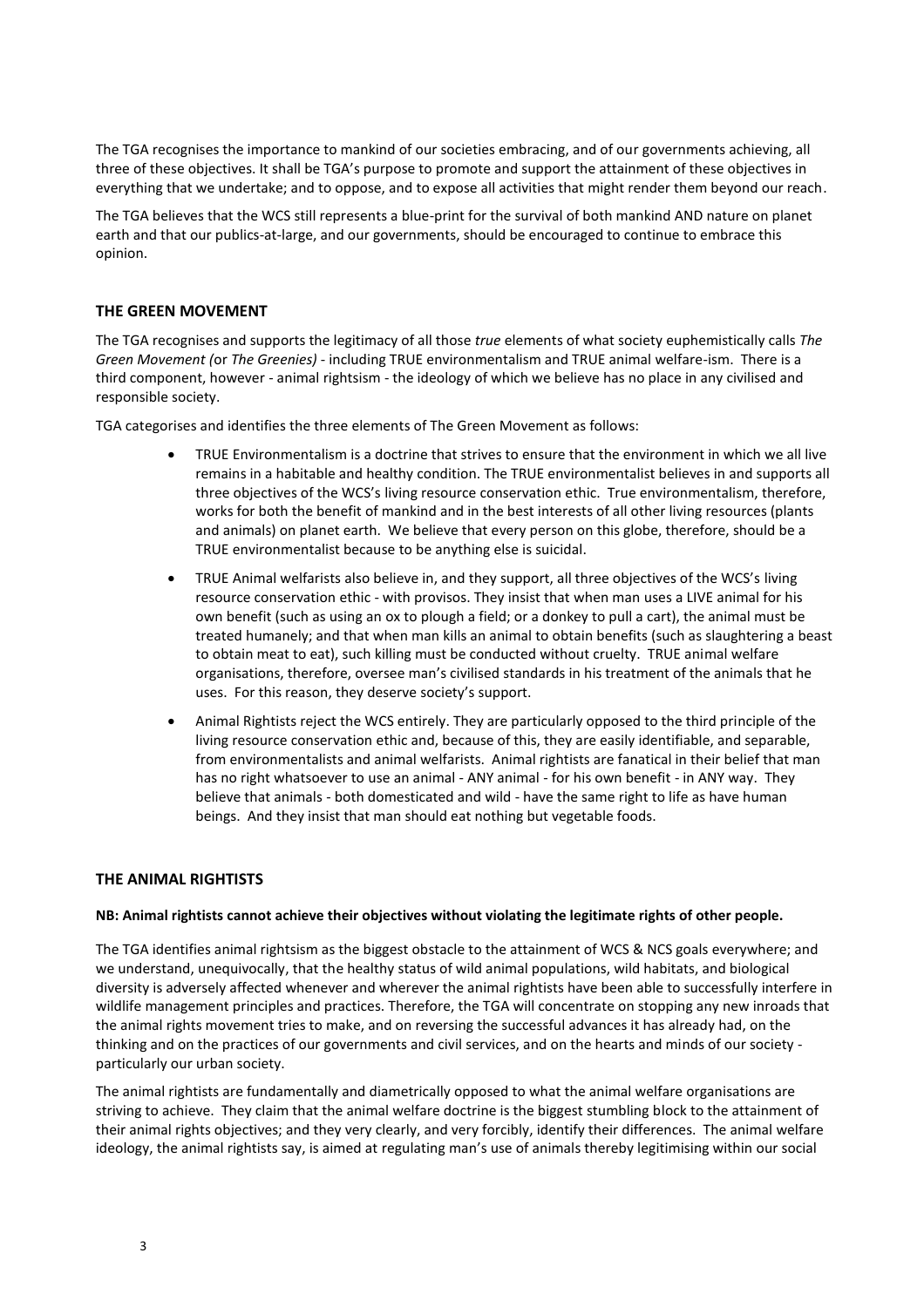The TGA recognises the importance to mankind of our societies embracing, and of our governments achieving, all three of these objectives. It shall be TGA's purpose to promote and support the attainment of these objectives in everything that we undertake; and to oppose, and to expose all activities that might render them beyond our reach.

The TGA believes that the WCS still represents a blue-print for the survival of both mankind AND nature on planet earth and that our publics-at-large, and our governments, should be encouraged to continue to embrace this opinion.

## THE GREEN MOVEMENT

The TGA recognises and supports the legitimacy of all those *true* elements of what society euphemistically calls *The Green Movement (*or *The Greenies)* - including TRUE environmentalism and TRUE animal welfare-ism. There is a third component, however - animal rightsism - the ideology of which we believe has no place in any civilised and responsible society.

TGA categorises and identifies the three elements of The Green Movement as follows:

- TRUE Environmentalism is a doctrine that strives to ensure that the environment in which we all live remains in a habitable and healthy condition. The TRUE environmentalist believes in and supports all three objectives of the WCS's living resource conservation ethic. True environmentalism, therefore, works for both the benefit of mankind and in the best interests of all other living resources (plants and animals) on planet earth. We believe that every person on this globe, therefore, should be a TRUE environmentalist because to be anything else is suicidal.
- TRUE Animal welfarists also believe in, and they support, all three objectives of the WCS's living resource conservation ethic - with provisos. They insist that when man uses a LIVE animal for his own benefit (such as using an ox to plough a field; or a donkey to pull a cart), the animal must be treated humanely; and that when man kills an animal to obtain benefits (such as slaughtering a beast to obtain meat to eat), such killing must be conducted without cruelty. TRUE animal welfare organisations, therefore, oversee man's civilised standards in his treatment of the animals that he uses. For this reason, they deserve society's support.
- Animal Rightists reject the WCS entirely. They are particularly opposed to the third principle of the living resource conservation ethic and, because of this, they are easily identifiable, and separable, from environmentalists and animal welfarists. Animal rightists are fanatical in their belief that man has no right whatsoever to use an animal - ANY animal - for his own benefit - in ANY way. They believe that animals - both domesticated and wild - have the same right to life as have human beings. And they insist that man should eat nothing but vegetable foods.

## THE ANIMAL RIGHTISTS

**NB: Animal rightists cannot achieve their objectives without violating the legitimate rights of other people.**

The TGA identifies animal rightsism as the biggest obstacle to the attainment of WCS & NCS goals everywhere; and we understand, unequivocally, that the healthy status of wild animal populations, wild habitats, and biological diversity is adversely affected whenever and wherever the animal rightists have been able to successfully interfere in wildlife management principles and practices. Therefore, the TGA will concentrate on stopping any new inroads that the animal rights movement tries to make, and on reversing the successful advances it has already had, on the thinking and on the practices of our governments and civil services, and on the hearts and minds of our society - particularly our urban society.

The animal rightists are fundamentally and diametrically opposed to what the animal welfare organisations are striving to achieve. They claim that the animal welfare doctrine is the biggest stumbling block to the attainment of their animal rights objectives; and they very clearly, and very forcibly, identify their differences. The animal welfare ideology, the animal rightists say, is aimed at regulating man's use of animals thereby legitimising within our social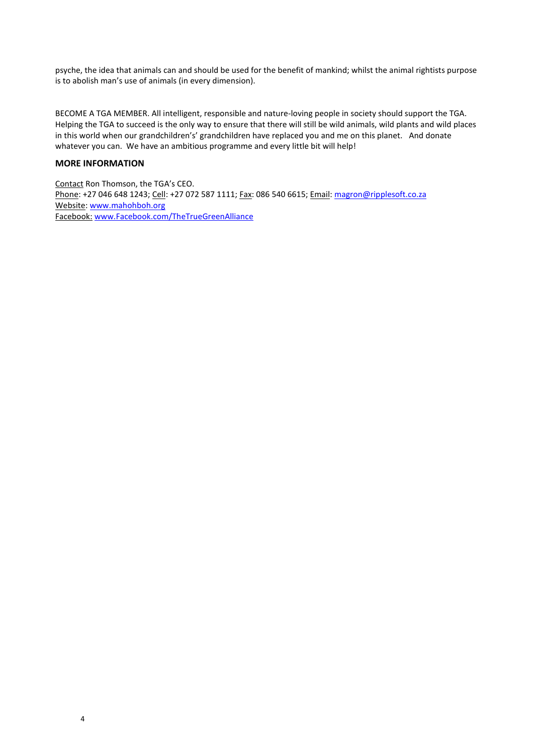psyche, the idea that animals can and should be used for the benefit of mankind; whilst the animal rightists purpose is to abolish man's use of animals (in every dimension).

BECOME A TGA MEMBER. All intelligent, responsible and nature-loving people in society should support the TGA. Helping the TGA to succeed is the only way to ensure that there will still be wild animals, wild plants and wild places in this world when our grandchildren's' grandchildren have replaced you and me on this planet. And donate whatever you can. We have an ambitious programme and every little bit will help!

**MORE INFORMATION**

Contact Ron Thomson, the TGA's CEO.
Phone: +27 046 648 1243; Cell: +27 072 587 1111; Fax: 086 540 6615; Email: magron@ripplesoft.co.za
Website: www.mahohboh.org
Facebook: www.Facebook.com/TheTrueGreenAlliance